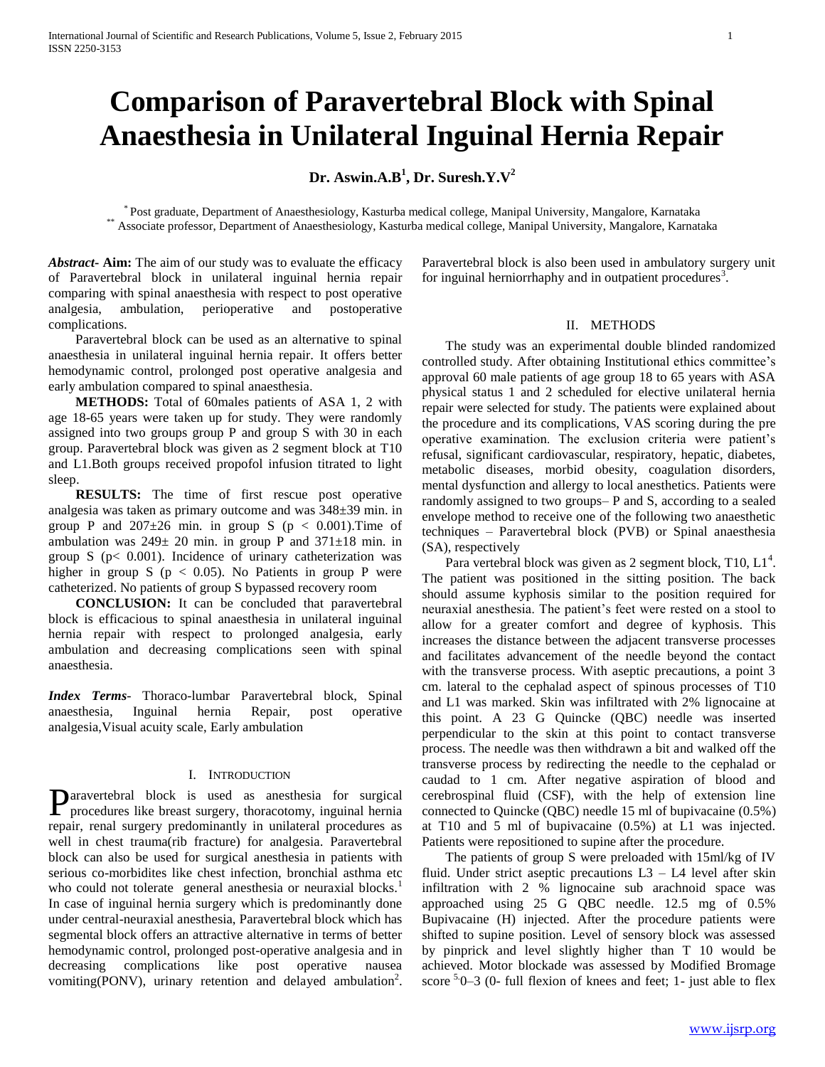# Comparison of Paravertebral Block with Spinal Anaesthesia in Unilateral Inguinal Hernia Repair

**Dr. Aswin.A.B[1], Dr. Suresh.Y.V[2]**

[*] Post graduate, Department of Anaesthesiology, Kasturba medical college, Manipal University, Mangalore, Karnataka
[**] Associate professor, Department of Anaesthesiology, Kasturba medical college, Manipal University, Mangalore, Karnataka

***Abstract*- Aim:** The aim of our study was to evaluate the efficacy of Paravertebral block in unilateral inguinal hernia repair comparing with spinal anaesthesia with respect to post operative analgesia, ambulation, perioperative and postoperative complications.

Paravertebral block can be used as an alternative to spinal anaesthesia in unilateral inguinal hernia repair. It offers better hemodynamic control, prolonged post operative analgesia and early ambulation compared to spinal anaesthesia.

**METHODS:** Total of 60males patients of ASA 1, 2 with age 18-65 years were taken up for study. They were randomly assigned into two groups group P and group S with 30 in each group. Paravertebral block was given as 2 segment block at T10 and L1.Both groups received propofol infusion titrated to light sleep.

**RESULTS:** The time of first rescue post operative analgesia was taken as primary outcome and was 348±39 min. in group P and 207±26 min. in group S ($p < 0.001$).Time of ambulation was 249± 20 min. in group P and 371±18 min. in group S ($p < 0.001$). Incidence of urinary catheterization was higher in group S ($p < 0.05$). No Patients in group P were catheterized. No patients of group S bypassed recovery room

**CONCLUSION:** It can be concluded that paravertebral block is efficacious to spinal anaesthesia in unilateral inguinal hernia repair with respect to prolonged analgesia, early ambulation and decreasing complications seen with spinal anaesthesia.

***Index Terms*-** Thoraco-lumbar Paravertebral block, Spinal anaesthesia, Inguinal hernia Repair, post operative analgesia,Visual acuity scale, Early ambulation

## I. Introduction

Paravertebral block is used as anesthesia for surgical procedures like breast surgery, thoracotomy, inguinal hernia repair, renal surgery predominantly in unilateral procedures as well in chest trauma(rib fracture) for analgesia. Paravertebral block can also be used for surgical anesthesia in patients with serious co-morbidites like chest infection, bronchial asthma etc who could not tolerate general anesthesia or neuraxial blocks.[1] In case of inguinal hernia surgery which is predominantly done under central-neuraxial anesthesia, Paravertebral block which has segmental block offers an attractive alternative in terms of better hemodynamic control, prolonged post-operative analgesia and in decreasing complications like post operative nausea vomiting(PONV), urinary retention and delayed ambulation[2]. Paravertebral block is also been used in ambulatory surgery unit for inguinal herniorrhaphy and in outpatient procedures[3].

## II. Methods

The study was an experimental double blinded randomized controlled study. After obtaining Institutional ethics committee's approval 60 male patients of age group 18 to 65 years with ASA physical status 1 and 2 scheduled for elective unilateral hernia repair were selected for study. The patients were explained about the procedure and its complications, VAS scoring during the pre operative examination. The exclusion criteria were patient's refusal, significant cardiovascular, respiratory, hepatic, diabetes, metabolic diseases, morbid obesity, coagulation disorders, mental dysfunction and allergy to local anesthetics. Patients were randomly assigned to two groups– P and S, according to a sealed envelope method to receive one of the following two anaesthetic techniques – Paravertebral block (PVB) or Spinal anaesthesia (SA), respectively

Para vertebral block was given as 2 segment block, T10, L1[4]. The patient was positioned in the sitting position. The back should assume kyphosis similar to the position required for neuraxial anesthesia. The patient's feet were rested on a stool to allow for a greater comfort and degree of kyphosis. This increases the distance between the adjacent transverse processes and facilitates advancement of the needle beyond the contact with the transverse process. With aseptic precautions, a point 3 cm. lateral to the cephalad aspect of spinous processes of T10 and L1 was marked. Skin was infiltrated with 2% lignocaine at this point. A 23 G Quincke (QBC) needle was inserted perpendicular to the skin at this point to contact transverse process. The needle was then withdrawn a bit and walked off the transverse process by redirecting the needle to the cephalad or caudad to 1 cm. After negative aspiration of blood and cerebrospinal fluid (CSF), with the help of extension line connected to Quincke (QBC) needle 15 ml of bupivacaine (0.5%) at T10 and 5 ml of bupivacaine (0.5%) at L1 was injected. Patients were repositioned to supine after the procedure.

The patients of group S were preloaded with 15ml/kg of IV fluid. Under strict aseptic precautions L3 – L4 level after skin infiltration with 2 % lignocaine sub arachnoid space was approached using 25 G QBC needle. 12.5 mg of 0.5% Bupivacaine (H) injected. After the procedure patients were shifted to supine position. Level of sensory block was assessed by pinprick and level slightly higher than T 10 would be achieved. Motor blockade was assessed by Modified Bromage score [5] 0–3 (0- full flexion of knees and feet; 1- just able to flex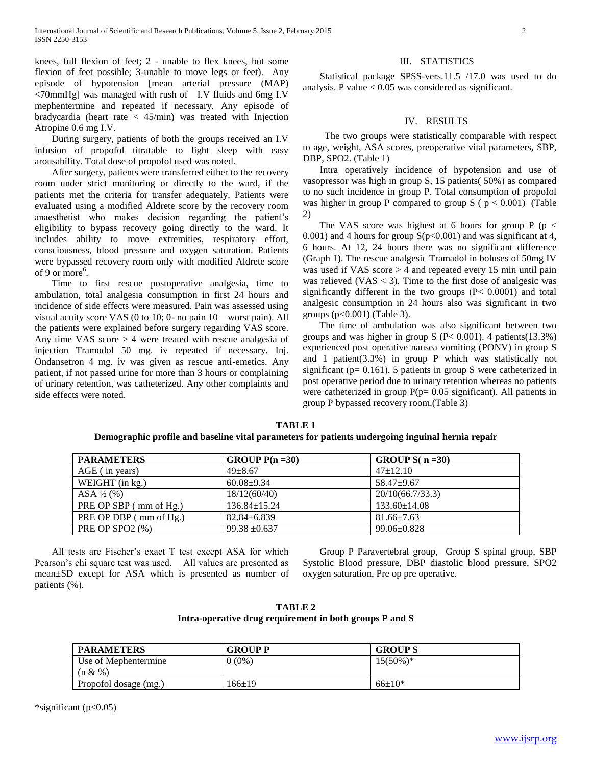knees, full flexion of feet; 2 - unable to flex knees, but some flexion of feet possible; 3-unable to move legs or feet). Any episode of hypotension [mean arterial pressure (MAP) <70mmHg] was managed with rush of I.V fluids and 6mg I.V mephentermine and repeated if necessary. Any episode of bradycardia (heart rate < 45/min) was treated with Injection Atropine 0.6 mg I.V.

During surgery, patients of both the groups received an I.V infusion of propofol titratable to light sleep with easy arousability. Total dose of propofol used was noted.

After surgery, patients were transferred either to the recovery room under strict monitoring or directly to the ward, if the patients met the criteria for transfer adequately. Patients were evaluated using a modified Aldrete score by the recovery room anaesthetist who makes decision regarding the patient's eligibility to bypass recovery going directly to the ward. It includes ability to move extremities, respiratory effort, consciousness, blood pressure and oxygen saturation. Patients were bypassed recovery room only with modified Aldrete score of 9 or more[6].

Time to first rescue postoperative analgesia, time to ambulation, total analgesia consumption in first 24 hours and incidence of side effects were measured. Pain was assessed using visual acuity score VAS (0 to 10; 0- no pain 10 – worst pain). All the patients were explained before surgery regarding VAS score. Any time VAS score > 4 were treated with rescue analgesia of injection Tramodol 50 mg. iv repeated if necessary. Inj. Ondansetron 4 mg. iv was given as rescue anti-emetics. Any patient, if not passed urine for more than 3 hours or complaining of urinary retention, was catheterized. Any other complaints and side effects were noted.

## III. STATISTICS

Statistical package SPSS-vers.11.5 /17.0 was used to do analysis. P value < 0.05 was considered as significant.

## IV. RESULTS

The two groups were statistically comparable with respect to age, weight, ASA scores, preoperative vital parameters, SBP, DBP, SPO2. (Table 1)

Intra operatively incidence of hypotension and use of vasopressor was high in group S, 15 patients( 50%) as compared to no such incidence in group P. Total consumption of propofol was higher in group P compared to group S ( $p < 0.001$) (Table 2)

The VAS score was highest at 6 hours for group P ($p < 0.001$) and 4 hours for group S($p<0.001$) and was significant at 4, 6 hours. At 12, 24 hours there was no significant difference (Graph 1). The rescue analgesic Tramadol in boluses of 50mg IV was used if VAS score > 4 and repeated every 15 min until pain was relieved (VAS < 3). Time to the first dose of analgesic was significantly different in the two groups ($P< 0.0001$) and total analgesic consumption in 24 hours also was significant in two groups ($p<0.001$) (Table 3).

The time of ambulation was also significant between two groups and was higher in group S ($P< 0.001$). 4 patients(13.3%) experienced post operative nausea vomiting (PONV) in group S and 1 patient(3.3%) in group P which was statistically not significant ($p= 0.161$). 5 patients in group S were catheterized in post operative period due to urinary retention whereas no patients were catheterized in group P($p= 0.05$ significant). All patients in group P bypassed recovery room.(Table 3)

**TABLE 1**
**Demographic profile and baseline vital parameters for patients undergoing inguinal hernia repair**

| PARAMETERS | GROUP P(n =30) | GROUP S( n =30) |
|---|---|---|
| AGE ( in years) | 49±8.67 | 47±12.10 |
| WEIGHT (in kg.) | 60.08±9.34 | 58.47±9.67 |
| ASA ½ (%) | 18/12(60/40) | 20/10(66.7/33.3) |
| PRE OP SBP ( mm of Hg.) | 136.84±15.24 | 133.60±14.08 |
| PRE OP DBP ( mm of Hg.) | 82.84±6.839 | 81.66±7.63 |
| PRE OP SPO2 (%) | 99.38 ±0.637 | 99.06±0.828 |

All tests are Fischer's exact T test except ASA for which Pearson's chi square test was used. All values are presented as mean±SD except for ASA which is presented as number of patients (%).

Group P Paravertebral group, Group S spinal group, SBP Systolic Blood pressure, DBP diastolic blood pressure, SPO2 oxygen saturation, Pre op pre operative.

**TABLE 2**
**Intra-operative drug requirement in both groups P and S**

| PARAMETERS | GROUP P | GROUP S |
|---|---|---|
| Use of Mephentermine (n & %) | 0 (0%) | 15(50%)* |
| Propofol dosage (mg.) | 166±19 | 66±10* |

*significant ($p<0.05$)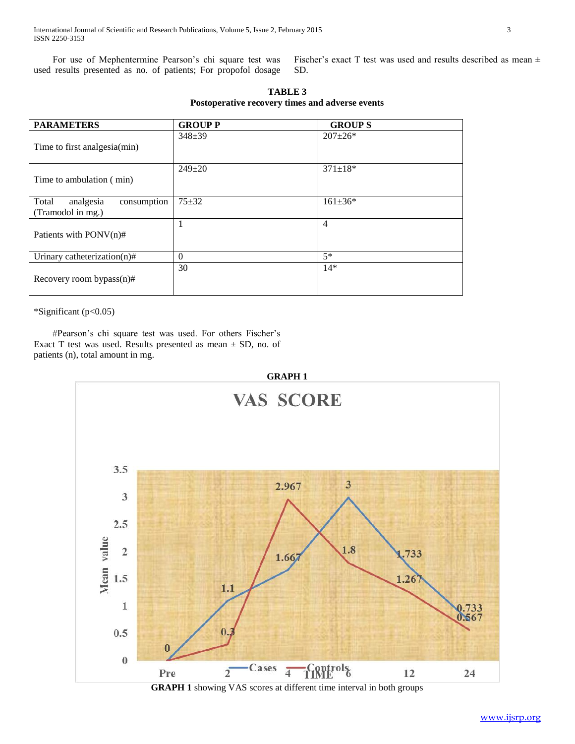For use of Mephentermine Pearson's chi square test was used results presented as no. of patients; For propofol dosage Fischer's exact T test was used and results described as mean ± SD.

**TABLE 3**
**Postoperative recovery times and adverse events**

| PARAMETERS | GROUP P | GROUP S |
|---|---|---|
| Time to first analgesia(min) | 348±39 | 207±26* |
| Time to ambulation ( min) | 249±20 | 371±18* |
| Total analgesia consumption (Tramodol in mg.) | 75±32 | 161±36* |
| Patients with PONV(n)# | 1 | 4 |
| Urinary catheterization(n)# | 0 | 5* |
| Recovery room bypass(n)# | 30 | 14* |

*Significant ($p<0.05$)

#Pearson's chi square test was used. For others Fischer's Exact T test was used. Results presented as mean ± SD, no. of patients (n), total amount in mg.

**GRAPH 1**

**GRAPH 1** showing VAS scores at different time interval in both groups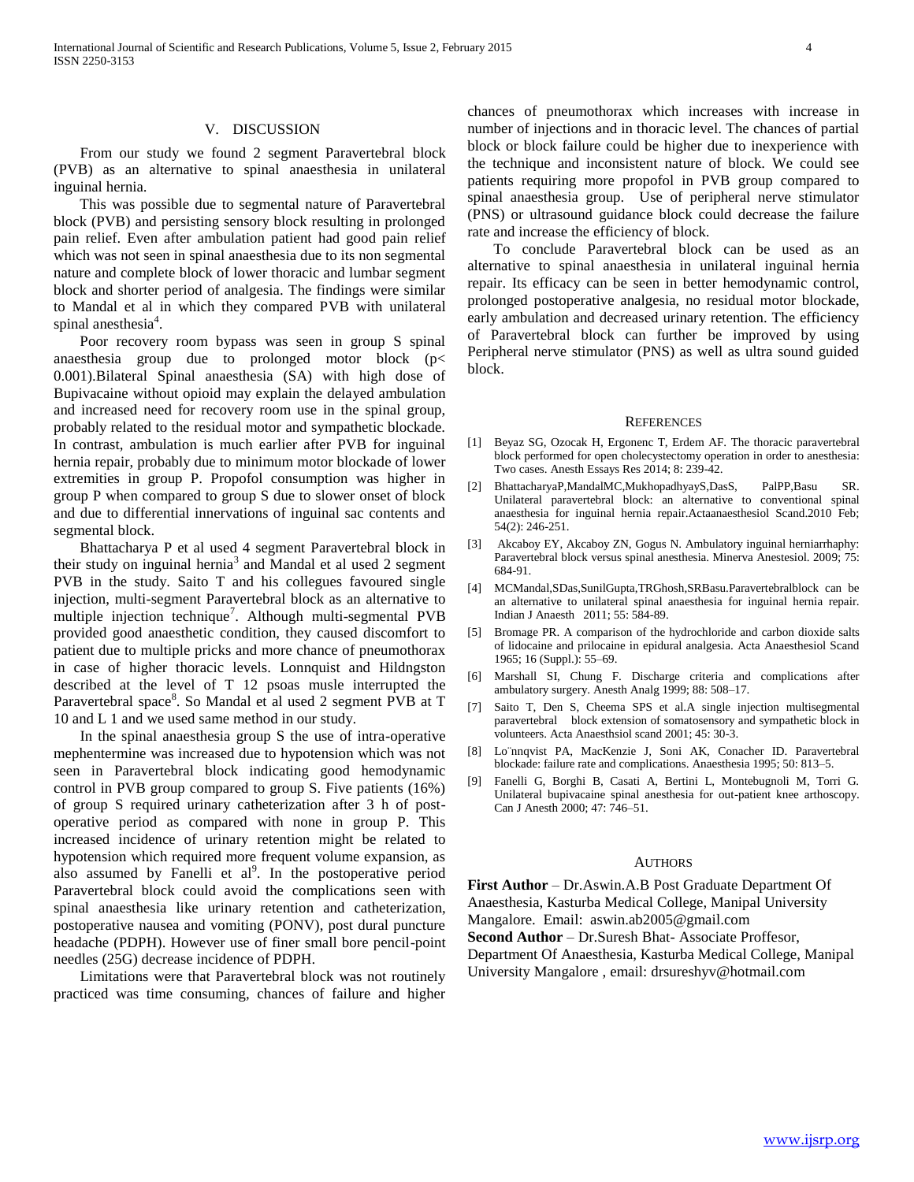## V. DISCUSSION

From our study we found 2 segment Paravertebral block (PVB) as an alternative to spinal anaesthesia in unilateral inguinal hernia.

This was possible due to segmental nature of Paravertebral block (PVB) and persisting sensory block resulting in prolonged pain relief. Even after ambulation patient had good pain relief which was not seen in spinal anaesthesia due to its non segmental nature and complete block of lower thoracic and lumbar segment block and shorter period of analgesia. The findings were similar to Mandal et al in which they compared PVB with unilateral spinal anesthesia[4].

Poor recovery room bypass was seen in group S spinal anaesthesia group due to prolonged motor block ($p< 0.001$).Bilateral Spinal anaesthesia (SA) with high dose of Bupivacaine without opioid may explain the delayed ambulation and increased need for recovery room use in the spinal group, probably related to the residual motor and sympathetic blockade. In contrast, ambulation is much earlier after PVB for inguinal hernia repair, probably due to minimum motor blockade of lower extremities in group P. Propofol consumption was higher in group P when compared to group S due to slower onset of block and due to differential innervations of inguinal sac contents and segmental block.

Bhattacharya P et al used 4 segment Paravertebral block in their study on inguinal hernia[3] and Mandal et al used 2 segment PVB in the study. Saito T and his collegues favoured single injection, multi-segment Paravertebral block as an alternative to multiple injection technique[7]. Although multi-segmental PVB provided good anaesthetic condition, they caused discomfort to patient due to multiple pricks and more chance of pneumothorax in case of higher thoracic levels. Lonnquist and Hildngston described at the level of T 12 psoas musle interrupted the Paravertebral space[8]. So Mandal et al used 2 segment PVB at T 10 and L 1 and we used same method in our study.

In the spinal anaesthesia group S the use of intra-operative mephentermine was increased due to hypotension which was not seen in Paravertebral block indicating good hemodynamic control in PVB group compared to group S. Five patients (16%) of group S required urinary catheterization after 3 h of post-operative period as compared with none in group P. This increased incidence of urinary retention might be related to hypotension which required more frequent volume expansion, as also assumed by Fanelli et al[9]. In the postoperative period Paravertebral block could avoid the complications seen with spinal anaesthesia like urinary retention and catheterization, postoperative nausea and vomiting (PONV), post dural puncture headache (PDPH). However use of finer small bore pencil-point needles (25G) decrease incidence of PDPH.

Limitations were that Paravertebral block was not routinely practiced was time consuming, chances of failure and higher chances of pneumothorax which increases with increase in number of injections and in thoracic level. The chances of partial block or block failure could be higher due to inexperience with the technique and inconsistent nature of block. We could see patients requiring more propofol in PVB group compared to spinal anaesthesia group. Use of peripheral nerve stimulator (PNS) or ultrasound guidance block could decrease the failure rate and increase the efficiency of block.

To conclude Paravertebral block can be used as an alternative to spinal anaesthesia in unilateral inguinal hernia repair. Its efficacy can be seen in better hemodynamic control, prolonged postoperative analgesia, no residual motor blockade, early ambulation and decreased urinary retention. The efficiency of Paravertebral block can further be improved by using Peripheral nerve stimulator (PNS) as well as ultra sound guided block.

## REFERENCES

[1] Beyaz SG, Ozocak H, Ergonenc T, Erdem AF. The thoracic paravertebral block performed for open cholecystectomy operation in order to anesthesia: Two cases. Anesth Essays Res 2014; 8: 239-42.

[2] BhattacharyaP,MandalMC,MukhopadhyayS,DasS, PalPP,Basu SR. Unilateral paravertebral block: an alternative to conventional spinal anaesthesia for inguinal hernia repair.Actaanaesthesiol Scand.2010 Feb; 54(2): 246-251.

[3] Akcaboy EY, Akcaboy ZN, Gogus N. Ambulatory inguinal herniarrhaphy: Paravertebral block versus spinal anesthesia. Minerva Anestesiol. 2009; 75: 684-91.

[4] MCMandal,SDas,SunilGupta,TRGhosh,SRBasu.Paravertebralblock can be an alternative to unilateral spinal anaesthesia for inguinal hernia repair. Indian J Anaesth 2011; 55: 584-89.

[5] Bromage PR. A comparison of the hydrochloride and carbon dioxide salts of lidocaine and prilocaine in epidural analgesia. Acta Anaesthesiol Scand 1965; 16 (Suppl.): 55–69.

[6] Marshall SI, Chung F. Discharge criteria and complications after ambulatory surgery. Anesth Analg 1999; 88: 508–17.

[7] Saito T, Den S, Cheema SPS et al.A single injection multisegmental paravertebral block extension of somatosensory and sympathetic block in volunteers. Acta Anaesthsiol scand 2001; 45: 30-3.

[8] Lo¨nnqvist PA, MacKenzie J, Soni AK, Conacher ID. Paravertebral blockade: failure rate and complications. Anaesthesia 1995; 50: 813–5.

[9] Fanelli G, Borghi B, Casati A, Bertini L, Montebugnoli M, Torri G. Unilateral bupivacaine spinal anesthesia for out-patient knee arthoscopy. Can J Anesth 2000; 47: 746–51.

## AUTHORS

**First Author** – Dr.Aswin.A.B Post Graduate Department Of Anaesthesia, Kasturba Medical College, Manipal University Mangalore. Email: aswin.ab2005@gmail.com

**Second Author** – Dr.Suresh Bhat- Associate Proffesor, Department Of Anaesthesia, Kasturba Medical College, Manipal University Mangalore , email: drsureshyv@hotmail.com